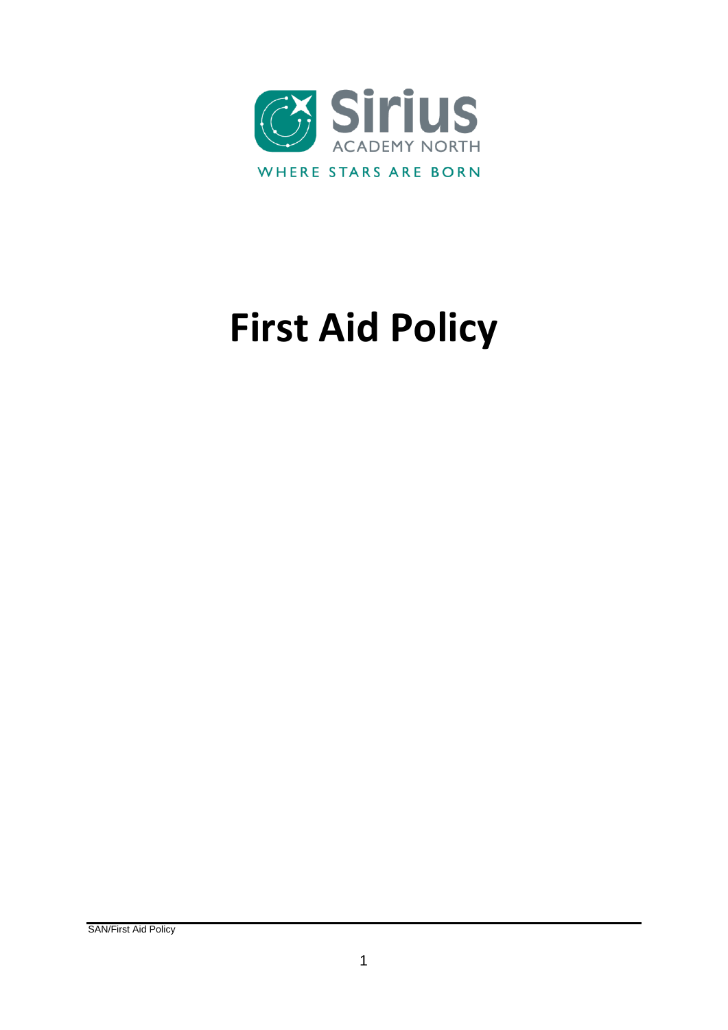Sirius

ACADEMY NORTH

WHERE STARS ARE BORN

# First Aid Policy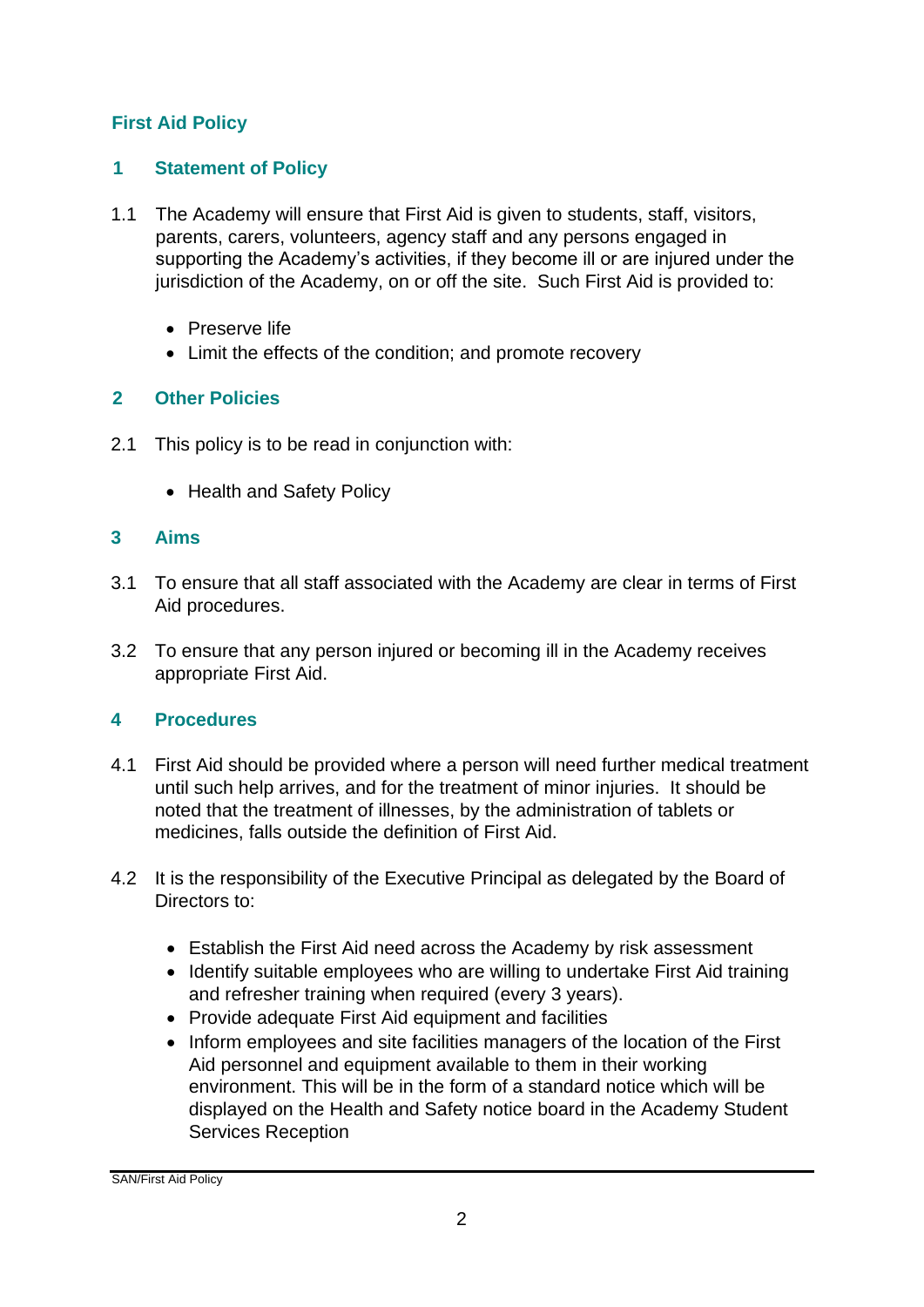## First Aid Policy

### 1 Statement of Policy

1.1 The Academy will ensure that First Aid is given to students, staff, visitors, parents, carers, volunteers, agency staff and any persons engaged in supporting the Academy's activities, if they become ill or are injured under the jurisdiction of the Academy, on or off the site. Such First Aid is provided to:

- Preserve life
- Limit the effects of the condition; and promote recovery

### 2 Other Policies

2.1 This policy is to be read in conjunction with:

- Health and Safety Policy

### 3 Aims

3.1 To ensure that all staff associated with the Academy are clear in terms of First Aid procedures.

3.2 To ensure that any person injured or becoming ill in the Academy receives appropriate First Aid.

### 4 Procedures

4.1 First Aid should be provided where a person will need further medical treatment until such help arrives, and for the treatment of minor injuries. It should be noted that the treatment of illnesses, by the administration of tablets or medicines, falls outside the definition of First Aid.

4.2 It is the responsibility of the Executive Principal as delegated by the Board of Directors to:

- Establish the First Aid need across the Academy by risk assessment
- Identify suitable employees who are willing to undertake First Aid training and refresher training when required (every 3 years).
- Provide adequate First Aid equipment and facilities
- Inform employees and site facilities managers of the location of the First Aid personnel and equipment available to them in their working environment. This will be in the form of a standard notice which will be displayed on the Health and Safety notice board in the Academy Student Services Reception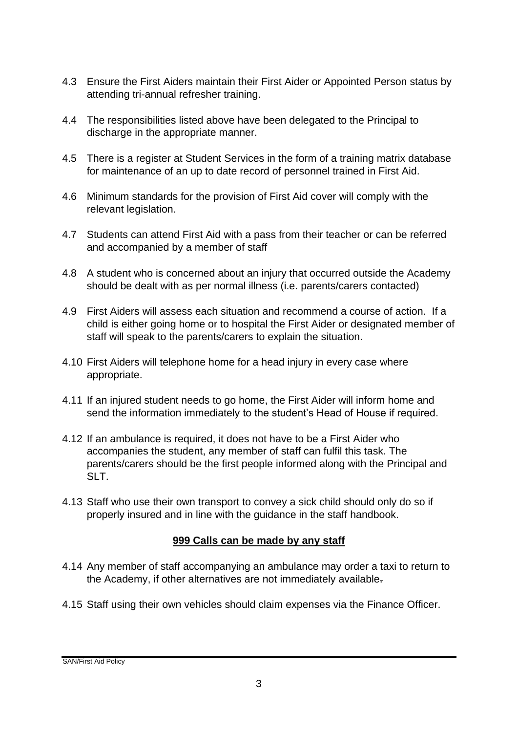4.3 Ensure the First Aiders maintain their First Aider or Appointed Person status by attending tri-annual refresher training.

4.4 The responsibilities listed above have been delegated to the Principal to discharge in the appropriate manner.

4.5 There is a register at Student Services in the form of a training matrix database for maintenance of an up to date record of personnel trained in First Aid.

4.6 Minimum standards for the provision of First Aid cover will comply with the relevant legislation.

4.7 Students can attend First Aid with a pass from their teacher or can be referred and accompanied by a member of staff

4.8 A student who is concerned about an injury that occurred outside the Academy should be dealt with as per normal illness (i.e. parents/carers contacted)

4.9 First Aiders will assess each situation and recommend a course of action. If a child is either going home or to hospital the First Aider or designated member of staff will speak to the parents/carers to explain the situation.

4.10 First Aiders will telephone home for a head injury in every case where appropriate.

4.11 If an injured student needs to go home, the First Aider will inform home and send the information immediately to the student's Head of House if required.

4.12 If an ambulance is required, it does not have to be a First Aider who accompanies the student, any member of staff can fulfil this task. The parents/carers should be the first people informed along with the Principal and SLT.

4.13 Staff who use their own transport to convey a sick child should only do so if properly insured and in line with the guidance in the staff handbook.

**999 Calls can be made by any staff**

4.14 Any member of staff accompanying an ambulance may order a taxi to return to the Academy, if other alternatives are not immediately available.

4.15 Staff using their own vehicles should claim expenses via the Finance Officer.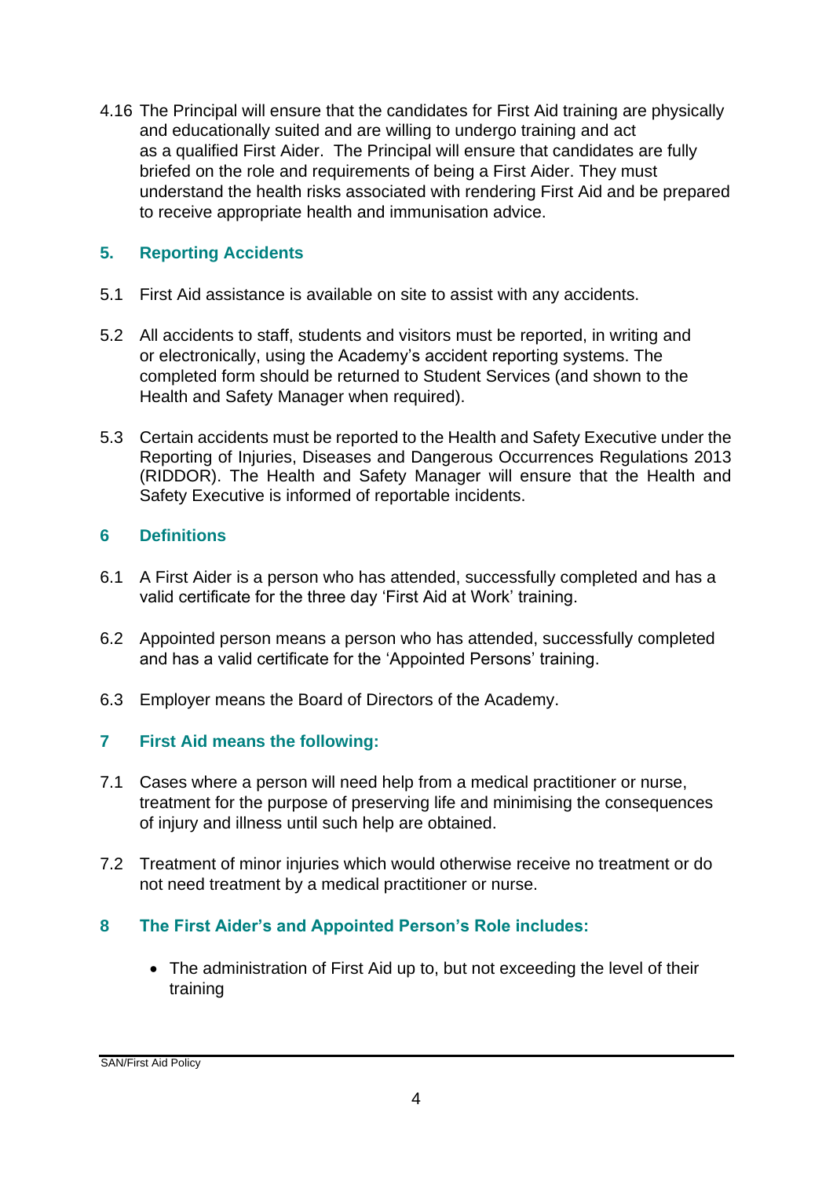4.16 The Principal will ensure that the candidates for First Aid training are physically and educationally suited and are willing to undergo training and act as a qualified First Aider. The Principal will ensure that candidates are fully briefed on the role and requirements of being a First Aider. They must understand the health risks associated with rendering First Aid and be prepared to receive appropriate health and immunisation advice.

## 5. Reporting Accidents

5.1 First Aid assistance is available on site to assist with any accidents.

5.2 All accidents to staff, students and visitors must be reported, in writing and or electronically, using the Academy's accident reporting systems. The completed form should be returned to Student Services (and shown to the Health and Safety Manager when required).

5.3 Certain accidents must be reported to the Health and Safety Executive under the Reporting of Injuries, Diseases and Dangerous Occurrences Regulations 2013 (RIDDOR). The Health and Safety Manager will ensure that the Health and Safety Executive is informed of reportable incidents.

## 6 Definitions

6.1 A First Aider is a person who has attended, successfully completed and has a valid certificate for the three day 'First Aid at Work' training.

6.2 Appointed person means a person who has attended, successfully completed and has a valid certificate for the 'Appointed Persons' training.

6.3 Employer means the Board of Directors of the Academy.

## 7 First Aid means the following:

7.1 Cases where a person will need help from a medical practitioner or nurse, treatment for the purpose of preserving life and minimising the consequences of injury and illness until such help are obtained.

7.2 Treatment of minor injuries which would otherwise receive no treatment or do not need treatment by a medical practitioner or nurse.

## 8 The First Aider's and Appointed Person's Role includes:

- The administration of First Aid up to, but not exceeding the level of their training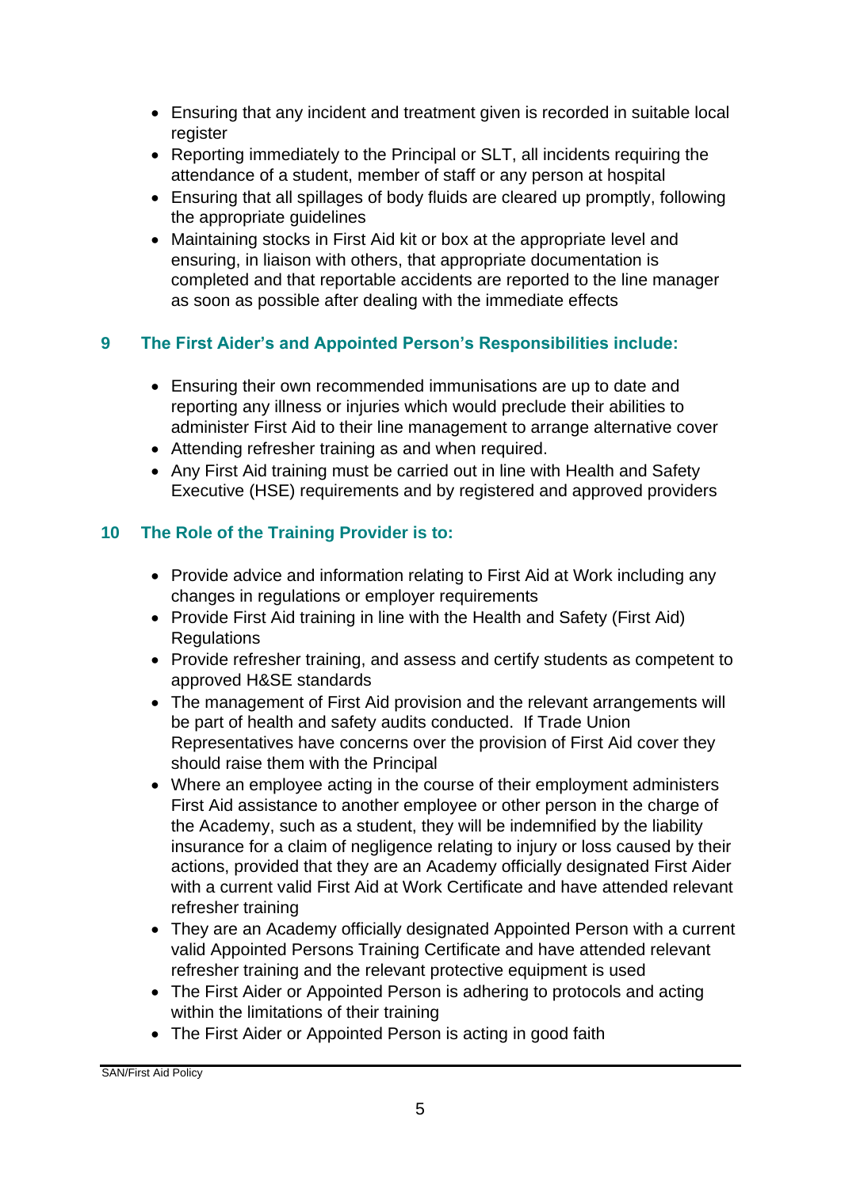- Ensuring that any incident and treatment given is recorded in suitable local register
- Reporting immediately to the Principal or SLT, all incidents requiring the attendance of a student, member of staff or any person at hospital
- Ensuring that all spillages of body fluids are cleared up promptly, following the appropriate guidelines
- Maintaining stocks in First Aid kit or box at the appropriate level and ensuring, in liaison with others, that appropriate documentation is completed and that reportable accidents are reported to the line manager as soon as possible after dealing with the immediate effects

## 9 The First Aider's and Appointed Person's Responsibilities include:

- Ensuring their own recommended immunisations are up to date and reporting any illness or injuries which would preclude their abilities to administer First Aid to their line management to arrange alternative cover
- Attending refresher training as and when required.
- Any First Aid training must be carried out in line with Health and Safety Executive (HSE) requirements and by registered and approved providers

## 10 The Role of the Training Provider is to:

- Provide advice and information relating to First Aid at Work including any changes in regulations or employer requirements
- Provide First Aid training in line with the Health and Safety (First Aid) Regulations
- Provide refresher training, and assess and certify students as competent to approved H&SE standards
- The management of First Aid provision and the relevant arrangements will be part of health and safety audits conducted. If Trade Union Representatives have concerns over the provision of First Aid cover they should raise them with the Principal
- Where an employee acting in the course of their employment administers First Aid assistance to another employee or other person in the charge of the Academy, such as a student, they will be indemnified by the liability insurance for a claim of negligence relating to injury or loss caused by their actions, provided that they are an Academy officially designated First Aider with a current valid First Aid at Work Certificate and have attended relevant refresher training
- They are an Academy officially designated Appointed Person with a current valid Appointed Persons Training Certificate and have attended relevant refresher training and the relevant protective equipment is used
- The First Aider or Appointed Person is adhering to protocols and acting within the limitations of their training
- The First Aider or Appointed Person is acting in good faith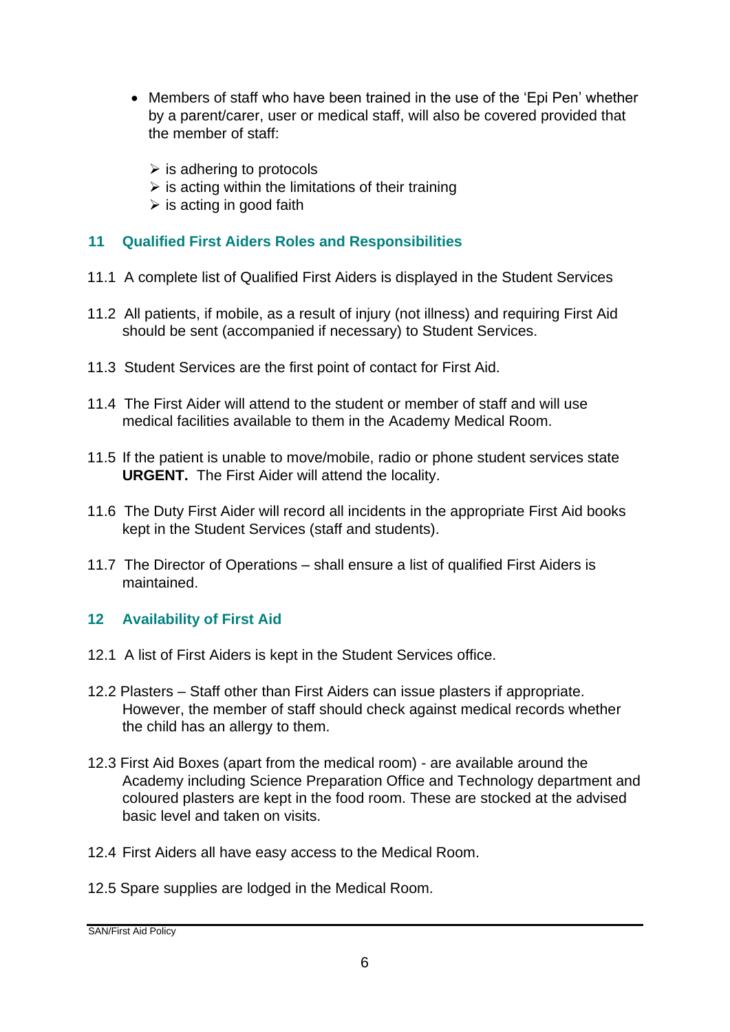- Members of staff who have been trained in the use of the 'Epi Pen' whether by a parent/carer, user or medical staff, will also be covered provided that the member of staff:

  - is adhering to protocols
  - is acting within the limitations of their training
  - is acting in good faith

## 11 Qualified First Aiders Roles and Responsibilities

11.1 A complete list of Qualified First Aiders is displayed in the Student Services

11.2 All patients, if mobile, as a result of injury (not illness) and requiring First Aid should be sent (accompanied if necessary) to Student Services.

11.3 Student Services are the first point of contact for First Aid.

11.4 The First Aider will attend to the student or member of staff and will use medical facilities available to them in the Academy Medical Room.

11.5 If the patient is unable to move/mobile, radio or phone student services state **URGENT.** The First Aider will attend the locality.

11.6 The Duty First Aider will record all incidents in the appropriate First Aid books kept in the Student Services (staff and students).

11.7 The Director of Operations – shall ensure a list of qualified First Aiders is maintained.

## 12 Availability of First Aid

12.1 A list of First Aiders is kept in the Student Services office.

12.2 Plasters – Staff other than First Aiders can issue plasters if appropriate. However, the member of staff should check against medical records whether the child has an allergy to them.

12.3 First Aid Boxes (apart from the medical room) - are available around the Academy including Science Preparation Office and Technology department and coloured plasters are kept in the food room. These are stocked at the advised basic level and taken on visits.

12.4 First Aiders all have easy access to the Medical Room.

12.5 Spare supplies are lodged in the Medical Room.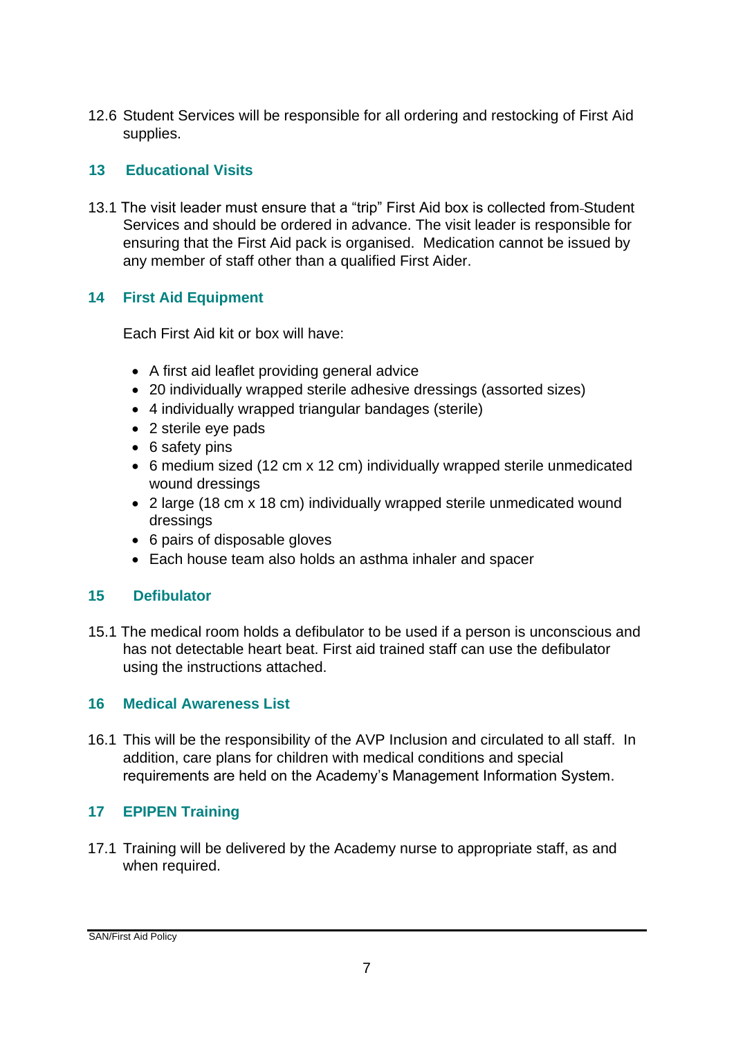12.6 Student Services will be responsible for all ordering and restocking of First Aid supplies.

## 13 Educational Visits

13.1 The visit leader must ensure that a "trip" First Aid box is collected from Student Services and should be ordered in advance. The visit leader is responsible for ensuring that the First Aid pack is organised. Medication cannot be issued by any member of staff other than a qualified First Aider.

## 14 First Aid Equipment

Each First Aid kit or box will have:

- A first aid leaflet providing general advice
- 20 individually wrapped sterile adhesive dressings (assorted sizes)
- 4 individually wrapped triangular bandages (sterile)
- 2 sterile eye pads
- 6 safety pins
- 6 medium sized (12 cm x 12 cm) individually wrapped sterile unmedicated wound dressings
- 2 large (18 cm x 18 cm) individually wrapped sterile unmedicated wound dressings
- 6 pairs of disposable gloves
- Each house team also holds an asthma inhaler and spacer

## 15 Defibulator

15.1 The medical room holds a defibulator to be used if a person is unconscious and has not detectable heart beat. First aid trained staff can use the defibulator using the instructions attached.

## 16 Medical Awareness List

16.1 This will be the responsibility of the AVP Inclusion and circulated to all staff. In addition, care plans for children with medical conditions and special requirements are held on the Academy's Management Information System.

## 17 EPIPEN Training

17.1 Training will be delivered by the Academy nurse to appropriate staff, as and when required.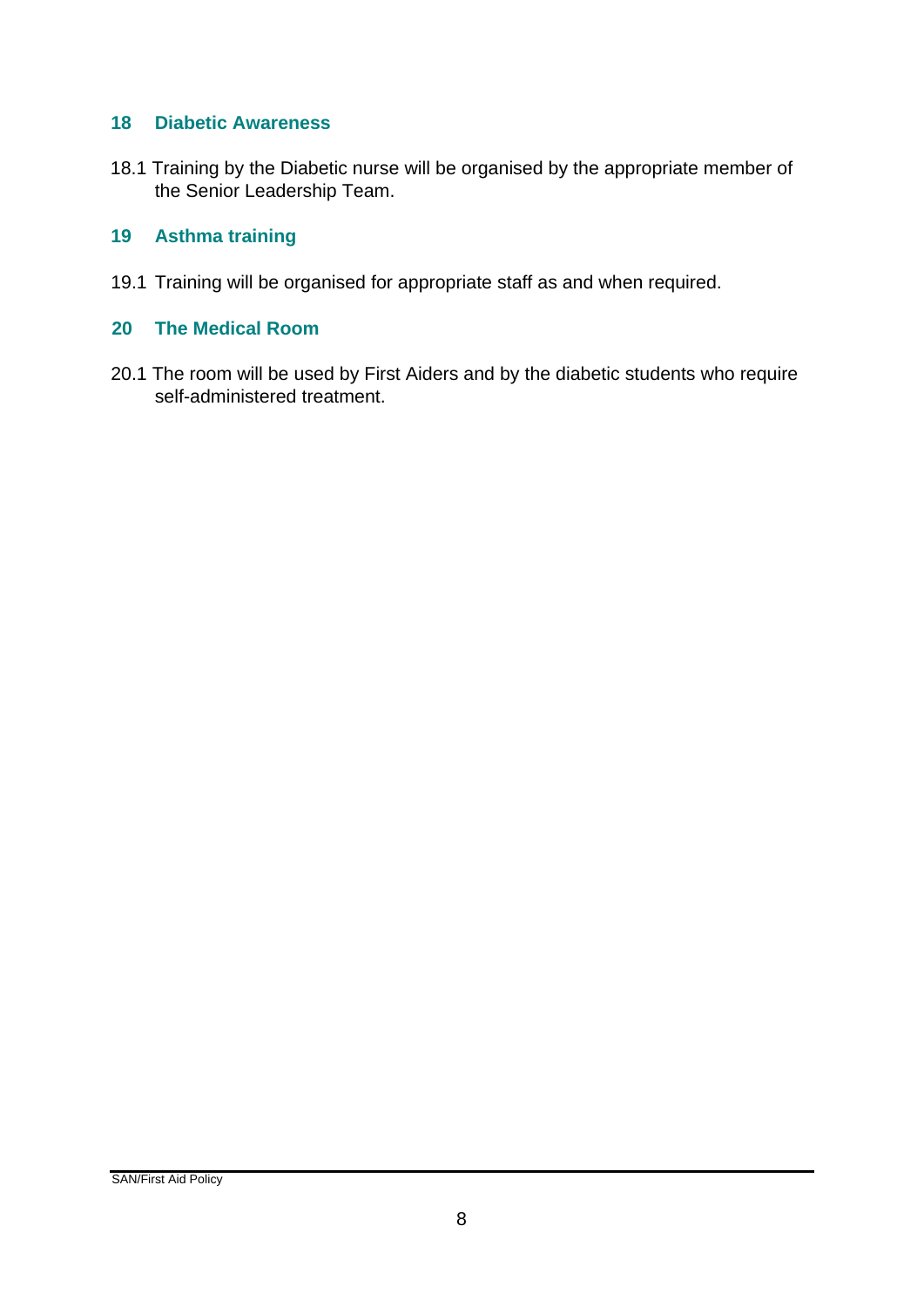## 18 Diabetic Awareness

18.1 Training by the Diabetic nurse will be organised by the appropriate member of the Senior Leadership Team.

## 19 Asthma training

19.1 Training will be organised for appropriate staff as and when required.

## 20 The Medical Room

20.1 The room will be used by First Aiders and by the diabetic students who require self-administered treatment.